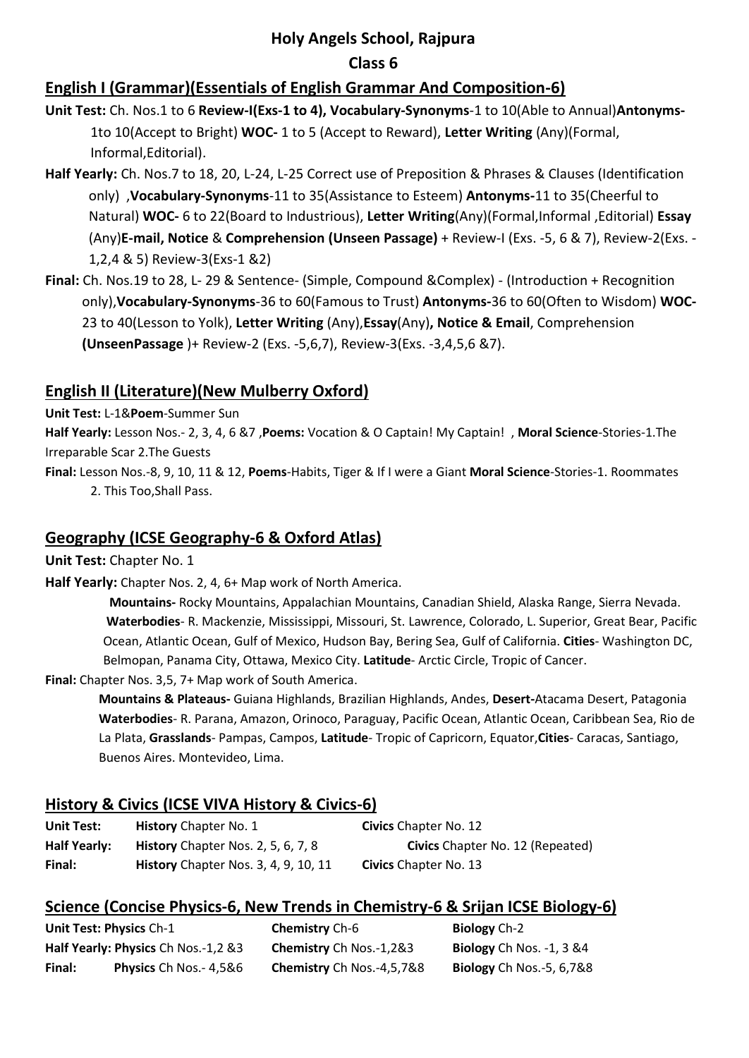# Holy Angels School, Rajpura

## Class 6

## English I (Grammar)(Essentials of English Grammar And Composition-6)

**Unit Test:** Ch. Nos.1 to 6 **Review-I(Exs-1 to 4), Vocabulary-Synonyms**-1 to 10(Able to Annual)**Antonyms-** 1to 10(Accept to Bright) **WOC-** 1 to 5 (Accept to Reward), **Letter Writing** (Any)(Formal, Informal,Editorial).

**Half Yearly:** Ch. Nos.7 to 18, 20, L-24, L-25 Correct use of Preposition & Phrases & Clauses (Identification only) ,**Vocabulary-Synonyms**-11 to 35(Assistance to Esteem) **Antonyms-**11 to 35(Cheerful to Natural) **WOC-** 6 to 22(Board to Industrious), **Letter Writing**(Any)(Formal,Informal ,Editorial) **Essay** (Any)**E-mail, Notice** & **Comprehension (Unseen Passage)** + Review-I (Exs. -5, 6 & 7), Review-2(Exs. -1,2,4 & 5) Review-3(Exs-1 &2)

**Final:** Ch. Nos.19 to 28, L- 29 & Sentence- (Simple, Compound &Complex) - (Introduction + Recognition only),**Vocabulary-Synonyms**-36 to 60(Famous to Trust) **Antonyms-**36 to 60(Often to Wisdom) **WOC-** 23 to 40(Lesson to Yolk), **Letter Writing** (Any),**Essay**(Any)**, Notice & Email**, Comprehension **(UnseenPassage** )+ Review-2 (Exs. -5,6,7), Review-3(Exs. -3,4,5,6 &7).

## English II (Literature)(New Mulberry Oxford)

**Unit Test:** L-1&**Poem**-Summer Sun

**Half Yearly:** Lesson Nos.- 2, 3, 4, 6 &7 ,**Poems:** Vocation & O Captain! My Captain! , **Moral Science**-Stories-1.The Irreparable Scar 2.The Guests

**Final:** Lesson Nos.-8, 9, 10, 11 & 12, **Poems**-Habits, Tiger & If I were a Giant **Moral Science**-Stories-1. Roommates 2. This Too,Shall Pass.

## Geography (ICSE Geography-6 & Oxford Atlas)

**Unit Test:** Chapter No. 1

**Half Yearly:** Chapter Nos. 2, 4, 6+ Map work of North America.

**Mountains-** Rocky Mountains, Appalachian Mountains, Canadian Shield, Alaska Range, Sierra Nevada. **Waterbodies**- R. Mackenzie, Mississippi, Missouri, St. Lawrence, Colorado, L. Superior, Great Bear, Pacific Ocean, Atlantic Ocean, Gulf of Mexico, Hudson Bay, Bering Sea, Gulf of California. **Cities**- Washington DC, Belmopan, Panama City, Ottawa, Mexico City. **Latitude**- Arctic Circle, Tropic of Cancer.

**Final:** Chapter Nos. 3,5, 7+ Map work of South America.

**Mountains & Plateaus-** Guiana Highlands, Brazilian Highlands, Andes, **Desert-**Atacama Desert, Patagonia **Waterbodies**- R. Parana, Amazon, Orinoco, Paraguay, Pacific Ocean, Atlantic Ocean, Caribbean Sea, Rio de La Plata, **Grasslands**- Pampas, Campos, **Latitude**- Tropic of Capricorn, Equator,**Cities**- Caracas, Santiago, Buenos Aires. Montevideo, Lima.

## History & Civics (ICSE VIVA History & Civics-6)

| | | |
|---|---|---|
| **Unit Test:** | **History** Chapter No. 1 | **Civics** Chapter No. 12 |
| **Half Yearly:** | **History** Chapter Nos. 2, 5, 6, 7, 8 | **Civics** Chapter No. 12 (Repeated) |
| **Final:** | **History** Chapter Nos. 3, 4, 9, 10, 11 | **Civics** Chapter No. 13 |

## Science (Concise Physics-6, New Trends in Chemistry-6 & Srijan ICSE Biology-6)

| | | | |
|---|---|---|---|
| **Unit Test:** | **Physics** Ch-1 | **Chemistry** Ch-6 | **Biology** Ch-2 |
| **Half Yearly:** | **Physics** Ch Nos.-1,2 &3 | **Chemistry** Ch Nos.-1,2&3 | **Biology** Ch Nos. -1, 3 &4 |
| **Final:** | **Physics** Ch Nos.- 4,5&6 | **Chemistry** Ch Nos.-4,5,7&8 | **Biology** Ch Nos.-5, 6,7&8 |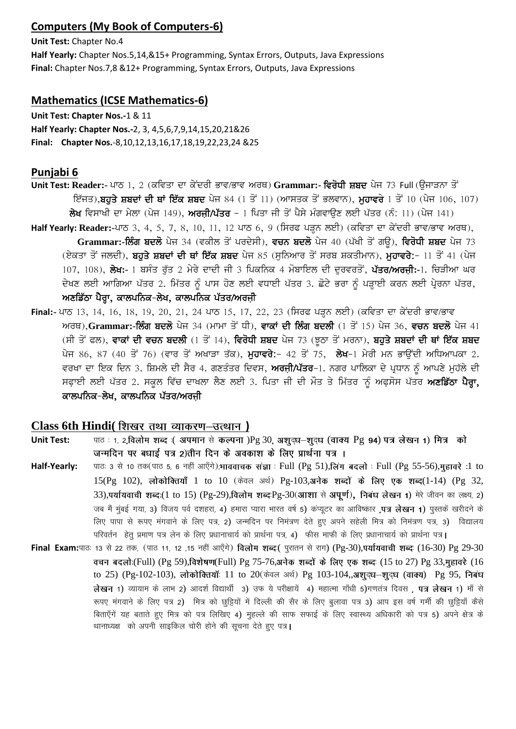## Computers (My Book of Computers-6)

**Unit Test:** Chapter No.4

**Half Yearly:** Chapter Nos.5,14,&15+ Programming, Syntax Errors, Outputs, Java Expressions

**Final:** Chapter Nos.7,8 &12+ Programming, Syntax Errors, Outputs, Java Expressions

## Mathematics (ICSE Mathematics-6)

**Unit Test: Chapter Nos.-**1 & 11

**Half Yearly: Chapter Nos.-**2, 3, 4,5,6,7,9,14,15,20,21&26

**Final: Chapter Nos.**-8,10,12,13,16,17,18,19,22,23,24 &25

## Punjabi 6

**Unit Test: Reader:-** ਪਾਠ 1, 2 (ਕਵਿਤਾ ਦਾ ਕੇਂਦਰੀ ਭਾਵ/ਭਾਵ ਅਰਥ) **Grammar:- ਵਿਰੋਧੀ ਸ਼ਬਦ** ਪੇਜ 73 Full (ਉਜਾੜਨਾ ਤੋਂ ਇੱਜਤ),**ਬਹੁਤੇ ਸ਼ਬਦਾਂ ਦੀ ਥਾਂ ਇੱਕ ਸ਼ਬਦ** ਪੇਜ 84 (1 ਤੋਂ 11) (ਆਸਤਕ ਤੋਂ ਭਲਵਾਨ), **ਮੁਹਾਵਰੇ** 1 ਤੋਂ 10 (ਪੇਜ 106, 107) **ਲੇਖ** ਵਿਸਾਖੀ ਦਾ ਮੇਲਾ (ਪੇਜ 149), **ਅਰਜ਼ੀ/ਪੱਤਰ** – 1 ਪਿਤਾ ਜੀ ਤੋਂ ਪੈਸੇ ਮੰਗਵਾਉਣ ਲਈ ਪੱਤਰ (ਨੰ: 11) (ਪੇਜ 141)

**Half Yearly: Reader:-**ਪਾਠ 3, 4, 5, 7, 8, 10, 11, 12 ਪਾਠ 6, 9 (ਸਿਰਫ ਪੜ੍ਹਨ ਲਈ) (ਕਵਿਤਾ ਦਾ ਕੇਂਦਰੀ ਭਾਵ/ਭਾਵ ਅਰਥ), **Grammar:-ਲਿੰਗ ਬਦਲੋ** ਪੇਜ 34 (ਵਕੀਲ ਤੋਂ ਪਰਦੇਸੀ), **ਵਚਨ ਬਦਲੋ** ਪੇਜ 40 (ਪੱਖੀ ਤੋਂ ਗਊ), **ਵਿਰੋਧੀ ਸ਼ਬਦ** ਪੇਜ 73 (ਏਕਤਾ ਤੋਂ ਜਲਦੀ), **ਬਹੁਤੇ ਸ਼ਬਦਾਂ ਦੀ ਥਾਂ ਇੱਕ ਸ਼ਬਦ** ਪੇਜ 85 (ਸੁਨਿਆਰ ਤੋਂ ਸਰਬ ਸ਼ਕਤੀਮਾਨ), **ਮੁਹਾਵਰੇ:**– 11 ਤੋਂ 41 (ਪੇਜ 107, 108), **ਲੇਖ:**- 1 ਬਸੰਤ ਰੁੱਤ 2 ਮੇਰੇ ਦਾਦੀ ਜੀ 3 ਪਿਕਨਿਕ 4 ਮੋਬਾਇਲ ਦੀ ਦੁਰਵਰਤੋਂ, **ਪੱਤਰ/ਅਰਜ਼ੀ:**-1. ਚਿੜੀਆ ਘਰ ਦੇਖਣ ਲਈ ਆਗਿਆ ਪੱਤਰ 2. ਮਿੱਤਰ ਨੂੰ ਪਾਸ ਹੋਣ ਲਈ ਵਧਾਈ ਪੱਤਰ 3. ਛੋਟੇ ਭਰਾ ਨੂੰ ਪੜ੍ਹਾਈ ਕਰਨ ਲਈ ਪ੍ਰੇਰਨਾ ਪੱਤਰ, **ਅਣਡਿੱਠਾ ਪੈਰ੍ਹਾ, ਕਾਲਪਨਿਕ–ਲੇਖ, ਕਾਲਪਨਿਕ ਪੱਤਰ/ਅਰਜ਼ੀ**

**Final:-** ਪਾਠ 13, 14, 16, 18, 19, 20, 21, 24 ਪਾਠ 15, 17, 22, 23 (ਸਿਰਫ ਪੜ੍ਹਨ ਲਈ) (ਕਵਿਤਾ ਦਾ ਕੇਂਦਰੀ ਭਾਵ/ਭਾਵ ਅਰਥ),**Grammar:-ਲਿੰਗ ਬਦਲੋ** ਪੇਜ 34 (ਮਾਮਾ ਤੋਂ ਧੀ), **ਵਾਕਾਂ ਦੀ ਲਿੰਗ ਬਦਲੀ** (1 ਤੋਂ 15) ਪੇਜ 36, **ਵਚਨ ਬਦਲੋ** ਪੇਜ 41 (ਸੀ ਤੋਂ ਫਲ), **ਵਾਕਾਂ ਦੀ ਵਚਨ ਬਦਲੀ** (1 ਤੋਂ 14), **ਵਿਰੋਧੀ ਸ਼ਬਦ** ਪੇਜ 73 (ਝੂਠਾ ਤੋਂ ਮਰਨਾ), **ਬਹੁਤੇ ਸ਼ਬਦਾਂ ਦੀ ਥਾਂ ਇੱਕ ਸ਼ਬਦ** ਪੇਜ 86, 87 (40 ਤੋਂ 76) (ਵਾਰ ਤੋਂ ਅਖਾੜਾ ਤੱਕ), **ਮੁਹਾਵਰੇ:**– 42 ਤੋਂ 75, **ਲੇਖ**–1 ਮੇਰੀ ਮਨ ਭਾਉਂਦੀ ਅਧਿਆਪਕਾ 2. ਵਰਖਾ ਦਾ ਇਕ ਦਿਨ 3. ਸ਼ਿਮਲੇ ਦੀ ਸੈਰ 4. ਗਣਤੰਤਰ ਦਿਵਸ, **ਅਰਜ਼ੀ/ਪੱਤਰ**–1. ਨਗਰ ਪਾਲਿਕਾ ਦੇ ਪ੍ਰਧਾਨ ਨੂੰ ਆਪਣੇ ਮੁਹੱਲੇ ਦੀ ਸਫ਼ਾਈ ਲਈ ਪੱਤਰ 2. ਸਕੂਲ ਵਿੱਚ ਦਾਖਲਾ ਲੈਣ ਲਈ 3. ਪਿਤਾ ਜੀ ਦੀ ਮੌਤ ਤੇ ਮਿੱਤਰ ਨੂੰ ਅਫ਼ਸੋਸ ਪੱਤਰ **ਅਣਡਿੱਠਾ ਪੈਰ੍ਹਾ, ਕਾਲਪਨਿਕ–ਲੇਖ, ਕਾਲਪਨਿਕ ਪੱਤਰ/ਅਰਜ਼ੀ**

## Class 6th Hindi( शिखर तथा व्याकरण–उत्थान )

**Unit Test:** पाठ : 1, 2,**विलोम शब्द :( अपमान** से **कल्पना** )Pg 30, **अशुद्ध–शुद्ध (वाक्य** Pg **94) पत्र लेखन 1) मित्र को जन्मदिन पर बधाई पत्र 2)तीन दिन के अवकाश के लिए प्रार्थना पत्र ।**

**Half-Yearly:** पाठः 3 से 10 तक(पाठ 5, 6 नहीं आएँगे),**भाववाचक संज्ञा** : Full (Pg 51),**लिंग बदलो** : Full (Pg 55-56),**मुहावरे** :1 to 15(Pg 102), **लोकोक्तियाँ** 1 to 10 (केवल अर्थ) Pg-103,**अनेक शब्दों के लिए एक शब्द**(1-14) (Pg 32, 33),**पर्यायवाची शब्दः**(1 to 15) (Pg-29),**विलोम शब्दः**Pg-30(**आशा** से **अपूर्ण**), **निबंध लेखन 1**) मेरे जीवन का लक्ष्य, 2) जब मैं मुंबई गया, 3) विजय पर्व दशहरा, 4) हमारा प्यारा भारत वर्ष 5) कंप्यूटर का आविष्कार ,**पत्र लेखन 1**) पुस्तकें खरीदने के लिए पापा से रूपए मंगवाने के लिए पत्र, 2) जन्मदिन पर निमंत्रण देते हुए अपने सहेली मित्र को निमंत्रण पत्र, 3) विद्यालय परिवर्तन हेतु प्रमाण पत्र लेन के लिए प्रधानाचार्य को प्रार्थना पत्र, 4) फीस माफी के लिए प्रधानाचार्य को प्रार्थना पत्र।

**Final Exam:**पाठः 13 से 22 तक, (पाठ 11, 12 ,15 नहीं आएँगे) **विलोम शब्दः**( पुरातन से राग) (Pg-30),**पर्यायवाची शब्दः** (16-30) Pg 29-30 **वचन बदलोः**(Full) (Pg 59),**विशेषण**(Full) Pg 75-76,**अनेक शब्दों के लिए एक शब्दः** (15 to 27) Pg 33,**मुहावरेः** (16 to 25) (Pg-102-103), **लोकोक्तियाँः** 11 to 20(केवल अर्थ) Pg 103-104,,**अशुद्ध–शुद्ध (वाक्य)** Pg 95, **निबंध लेखन** 1) व्यायाम के लाभ 2) आदर्श विद्यार्थी 3) उफ ये परीक्षायें 4) महात्मा गाँधी 5)गणतंत्र दिवस , **पत्र लेखन** 1) माँ से रूपए मंगवाने के लिए पत्र 2) मित्र को छुट्टियों में दिल्ली की सैर के लिए बुलावा पत्र 3) आप इस वर्ष गर्मी की छुट्टियाँ कैसे बिताएँगें यह बताते हुए मित्र को पत्र लिखिए 4) मुहल्ले की साफ सफाई के लिए स्वास्थ्य अधिकारी को पत्र 5) अपने क्षेत्र के थानाध्यक्ष को अपनी साइकिल चोरी होने की सूचना देते हुए पत्र।